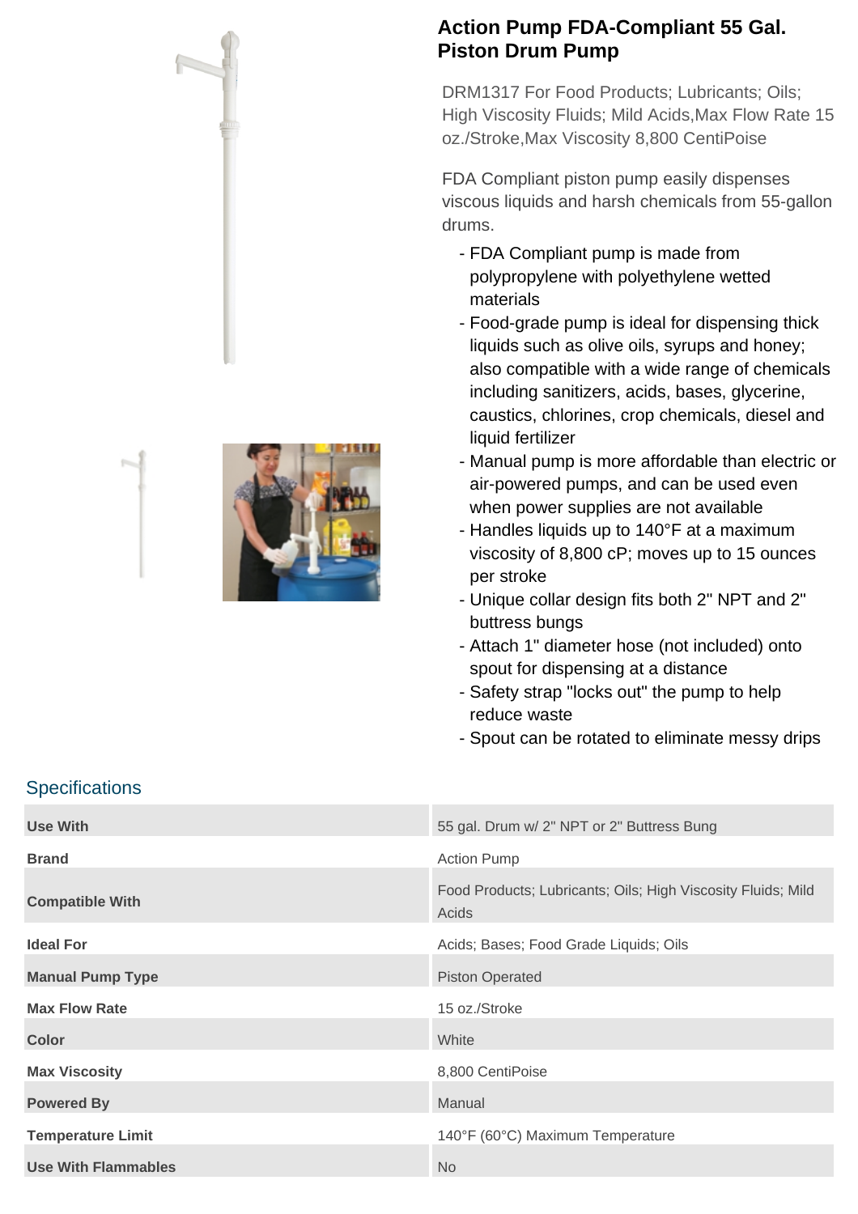# Action Pump FDA-Compliant 55 Gal. Piston Drum Pump

DRM1317 For Food Products; Lubricants; Oils; High Viscosity Fluids; Mild Acids,Max Flow Rate 15 oz./Stroke,Max Viscosity 8,800 CentiPoise

FDA Compliant piston pump easily dispenses viscous liquids and harsh chemicals from 55-gallon drums.

- FDA Compliant pump is made from polypropylene with polyethylene wetted materials
- Food-grade pump is ideal for dispensing thick liquids such as olive oils, syrups and honey; also compatible with a wide range of chemicals including sanitizers, acids, bases, glycerine, caustics, chlorines, crop chemicals, diesel and liquid fertilizer
- Manual pump is more affordable than electric or air-powered pumps, and can be used even when power supplies are not available
- Handles liquids up to 140°F at a maximum viscosity of 8,800 cP; moves up to 15 ounces per stroke
- Unique collar design fits both 2" NPT and 2" buttress bungs
- Attach 1" diameter hose (not included) onto spout for dispensing at a distance
- Safety strap "locks out" the pump to help reduce waste
- Spout can be rotated to eliminate messy drips

## Specifications

| | |
|---|---|
| **Use With** | 55 gal. Drum w/ 2" NPT or 2" Buttress Bung |
| **Brand** | Action Pump |
| **Compatible With** | Food Products; Lubricants; Oils; High Viscosity Fluids; Mild Acids |
| **Ideal For** | Acids; Bases; Food Grade Liquids; Oils |
| **Manual Pump Type** | Piston Operated |
| **Max Flow Rate** | 15 oz./Stroke |
| **Color** | White |
| **Max Viscosity** | 8,800 CentiPoise |
| **Powered By** | Manual |
| **Temperature Limit** | 140°F (60°C) Maximum Temperature |
| **Use With Flammables** | No |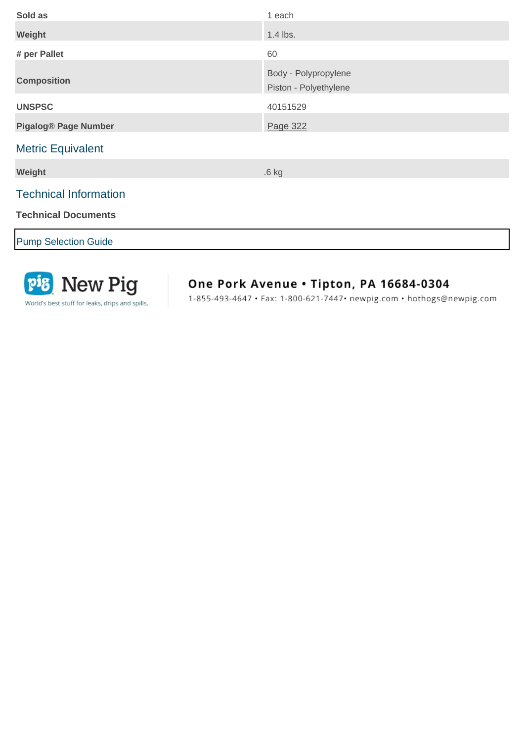| | |
|---|---|
| Sold as | 1 each |
| Weight | 1.4 lbs. |
| # per Pallet | 60 |
| Composition | Body - Polypropylene<br>Piston - Polyethylene |
| UNSPSC | 40151529 |
| Pigalog® Page Number | Page 322 |

## Metric Equivalent

| | |
|---|---|
| Weight | .6 kg |

## Technical Information

**Technical Documents**

Pump Selection Guide

New Pig
World's best stuff for leaks, drips and spills.

One Pork Avenue • Tipton, PA 16684-0304
1-855-493-4647 • Fax: 1-800-621-7447• newpig.com • hothogs@newpig.com